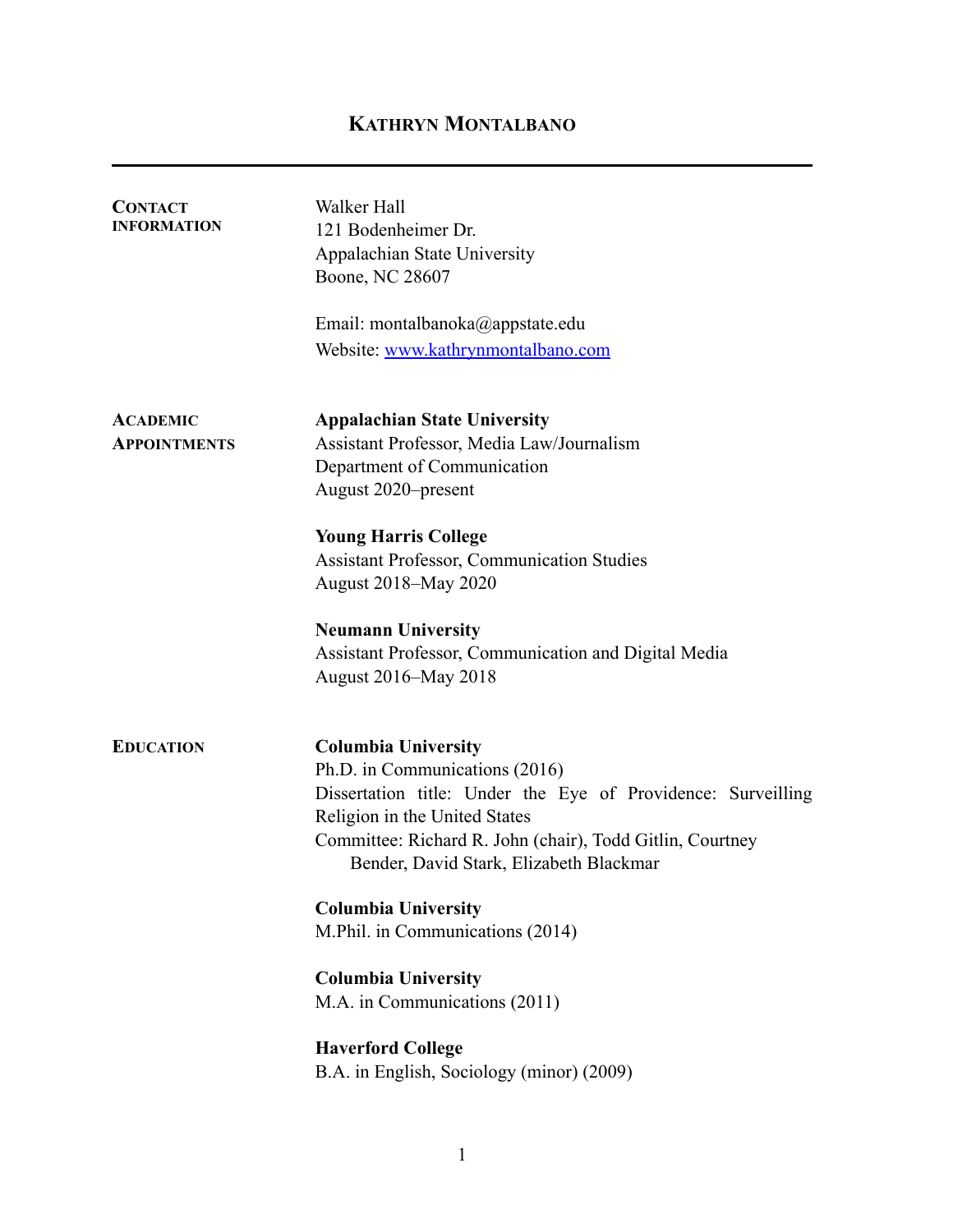# KATHRYN MONTALBANO

## CONTACT INFORMATION

Walker Hall
121 Bodenheimer Dr.
Appalachian State University
Boone, NC 28607

Email: montalbanoka@appstate.edu
Website: [www.kathrynmontalbano.com](http://www.kathrynmontalbano.com)

## ACADEMIC APPOINTMENTS

**Appalachian State University**
Assistant Professor, Media Law/Journalism
Department of Communication
August 2020–present

**Young Harris College**
Assistant Professor, Communication Studies
August 2018–May 2020

**Neumann University**
Assistant Professor, Communication and Digital Media
August 2016–May 2018

## EDUCATION

**Columbia University**
Ph.D. in Communications (2016)
Dissertation title: Under the Eye of Providence: Surveilling Religion in the United States
Committee: Richard R. John (chair), Todd Gitlin, Courtney Bender, David Stark, Elizabeth Blackmar

**Columbia University**
M.Phil. in Communications (2014)

**Columbia University**
M.A. in Communications (2011)

**Haverford College**
B.A. in English, Sociology (minor) (2009)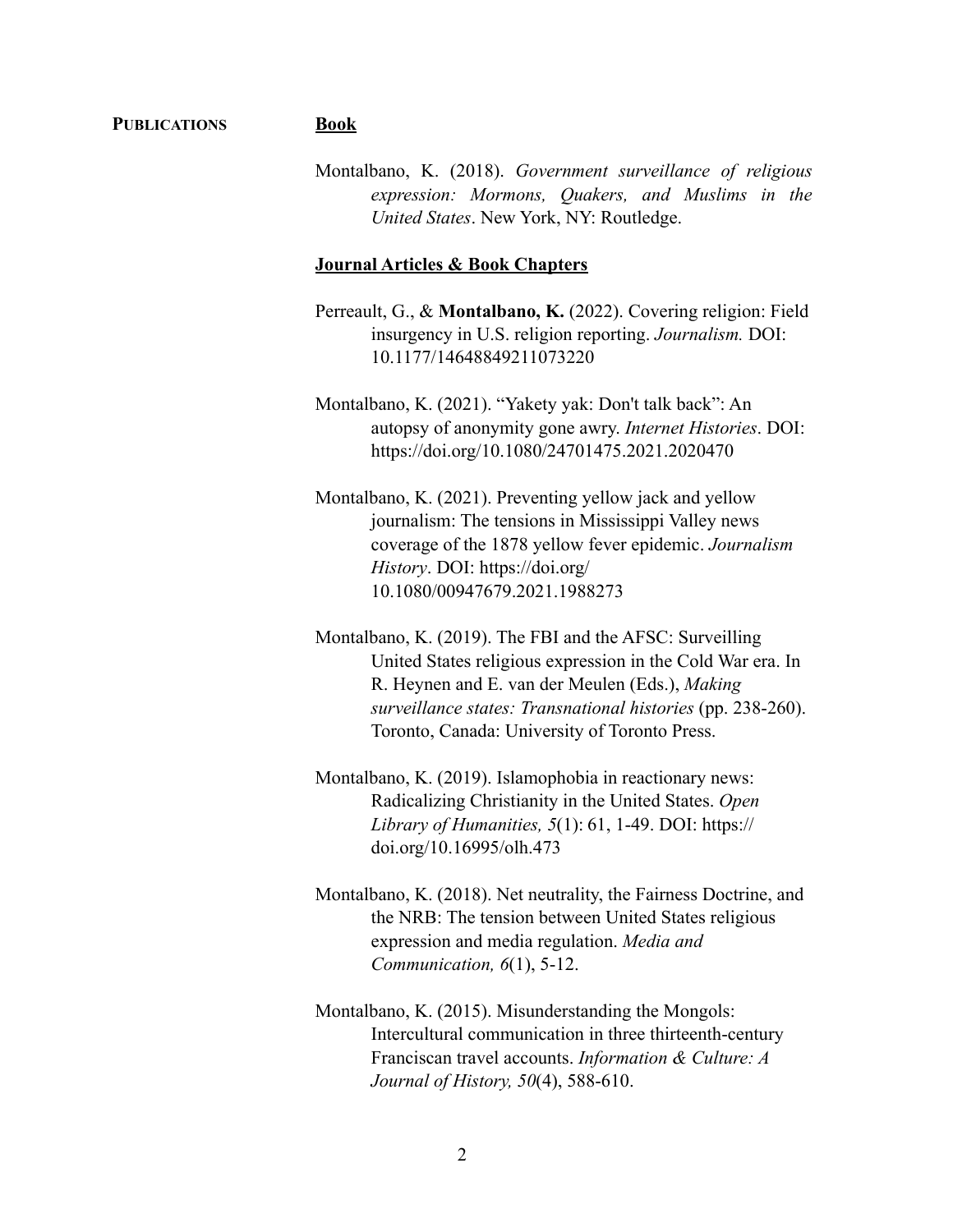## PUBLICATIONS

### Book

Montalbano, K. (2018). *Government surveillance of religious expression: Mormons, Quakers, and Muslims in the United States*. New York, NY: Routledge.

### Journal Articles & Book Chapters

Perreault, G., & **Montalbano, K.** (2022). Covering religion: Field insurgency in U.S. religion reporting. *Journalism.* DOI: 10.1177/14648849211073220

Montalbano, K. (2021). "Yakety yak: Don't talk back": An autopsy of anonymity gone awry. *Internet Histories*. DOI: https://doi.org/10.1080/24701475.2021.2020470

Montalbano, K. (2021). Preventing yellow jack and yellow journalism: The tensions in Mississippi Valley news coverage of the 1878 yellow fever epidemic. *Journalism History*. DOI: https://doi.org/ 10.1080/00947679.2021.1988273

Montalbano, K. (2019). The FBI and the AFSC: Surveilling United States religious expression in the Cold War era. In R. Heynen and E. van der Meulen (Eds.), *Making surveillance states: Transnational histories* (pp. 238-260). Toronto, Canada: University of Toronto Press.

Montalbano, K. (2019). Islamophobia in reactionary news: Radicalizing Christianity in the United States. *Open Library of Humanities, 5*(1): 61, 1-49. DOI: https:// doi.org/10.16995/olh.473

Montalbano, K. (2018). Net neutrality, the Fairness Doctrine, and the NRB: The tension between United States religious expression and media regulation. *Media and Communication, 6*(1), 5-12.

Montalbano, K. (2015). Misunderstanding the Mongols: Intercultural communication in three thirteenth-century Franciscan travel accounts. *Information & Culture: A Journal of History, 50*(4), 588-610.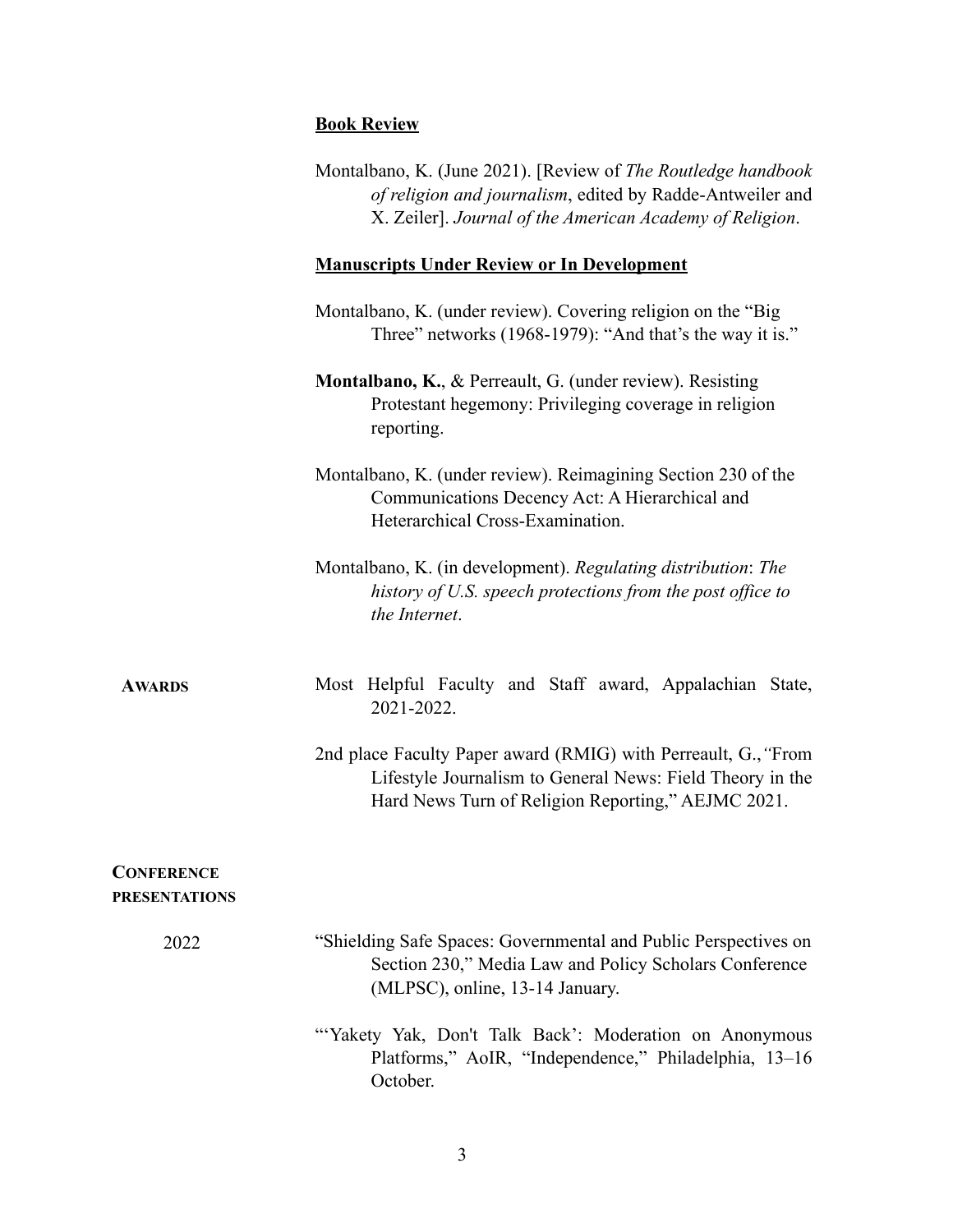### Book Review

Montalbano, K. (June 2021). [Review of *The Routledge handbook of religion and journalism*, edited by Radde-Antweiler and X. Zeiler]. *Journal of the American Academy of Religion*.

### Manuscripts Under Review or In Development

Montalbano, K. (under review). Covering religion on the "Big Three" networks (1968-1979): "And that's the way it is."

**Montalbano, K.**, & Perreault, G. (under review). Resisting Protestant hegemony: Privileging coverage in religion reporting.

Montalbano, K. (under review). Reimagining Section 230 of the Communications Decency Act: A Hierarchical and Heterarchical Cross-Examination.

Montalbano, K. (in development). *Regulating distribution*: *The history of U.S. speech protections from the post office to the Internet*.

## Awards

Most Helpful Faculty and Staff award, Appalachian State, 2021-2022.

2nd place Faculty Paper award (RMIG) with Perreault, G.,*"*From Lifestyle Journalism to General News: Field Theory in the Hard News Turn of Religion Reporting," AEJMC 2021.

## Conference Presentations

**2022**

"Shielding Safe Spaces: Governmental and Public Perspectives on Section 230," Media Law and Policy Scholars Conference (MLPSC), online, 13-14 January.

"'Yakety Yak, Don't Talk Back': Moderation on Anonymous Platforms," AoIR, "Independence," Philadelphia, 13–16 October.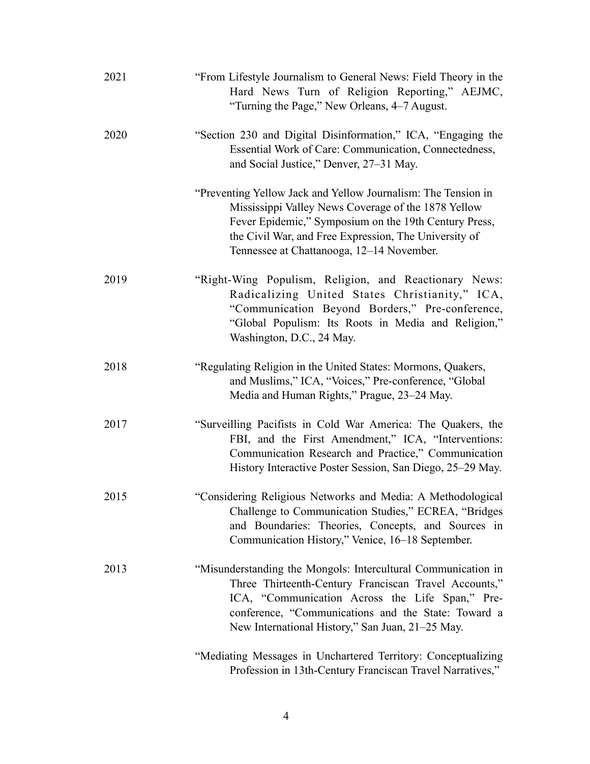2021 "From Lifestyle Journalism to General News: Field Theory in the Hard News Turn of Religion Reporting," AEJMC, "Turning the Page," New Orleans, 4–7 August.

2020 "Section 230 and Digital Disinformation," ICA, "Engaging the Essential Work of Care: Communication, Connectedness, and Social Justice," Denver, 27–31 May.

"Preventing Yellow Jack and Yellow Journalism: The Tension in Mississippi Valley News Coverage of the 1878 Yellow Fever Epidemic," Symposium on the 19th Century Press, the Civil War, and Free Expression, The University of Tennessee at Chattanooga, 12–14 November.

2019 "Right-Wing Populism, Religion, and Reactionary News: Radicalizing United States Christianity," ICA, "Communication Beyond Borders," Pre-conference, "Global Populism: Its Roots in Media and Religion," Washington, D.C., 24 May.

2018 "Regulating Religion in the United States: Mormons, Quakers, and Muslims," ICA, "Voices," Pre-conference, "Global Media and Human Rights," Prague, 23–24 May.

2017 "Surveilling Pacifists in Cold War America: The Quakers, the FBI, and the First Amendment," ICA, "Interventions: Communication Research and Practice," Communication History Interactive Poster Session, San Diego, 25–29 May.

2015 "Considering Religious Networks and Media: A Methodological Challenge to Communication Studies," ECREA, "Bridges and Boundaries: Theories, Concepts, and Sources in Communication History," Venice, 16–18 September.

2013 "Misunderstanding the Mongols: Intercultural Communication in Three Thirteenth-Century Franciscan Travel Accounts," ICA, "Communication Across the Life Span," Pre-conference, "Communications and the State: Toward a New International History," San Juan, 21–25 May.

"Mediating Messages in Unchartered Territory: Conceptualizing Profession in 13th-Century Franciscan Travel Narratives,"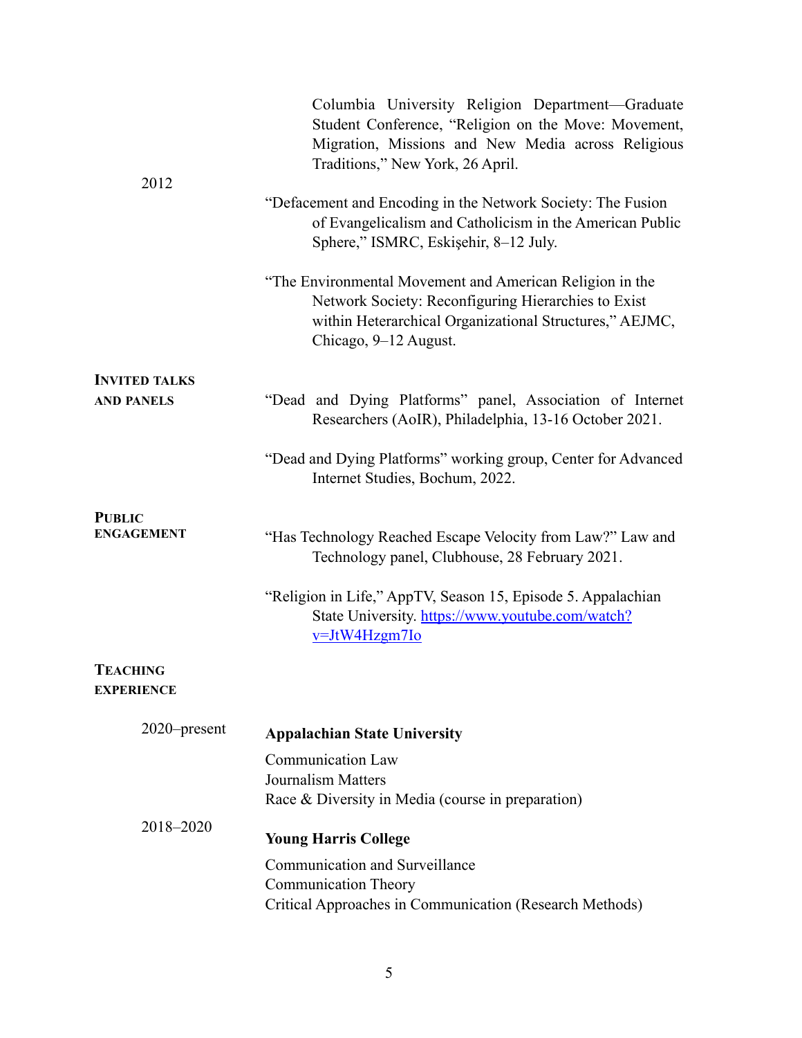Columbia University Religion Department—Graduate Student Conference, "Religion on the Move: Movement, Migration, Missions and New Media across Religious Traditions," New York, 26 April.

2012

"Defacement and Encoding in the Network Society: The Fusion of Evangelicalism and Catholicism in the American Public Sphere," ISMRC, Eskişehir, 8–12 July.

"The Environmental Movement and American Religion in the Network Society: Reconfiguring Hierarchies to Exist within Heterarchical Organizational Structures," AEJMC, Chicago, 9–12 August.

## Invited Talks and Panels

"Dead and Dying Platforms" panel, Association of Internet Researchers (AoIR), Philadelphia, 13-16 October 2021.

"Dead and Dying Platforms" working group, Center for Advanced Internet Studies, Bochum, 2022.

## Public Engagement

"Has Technology Reached Escape Velocity from Law?" Law and Technology panel, Clubhouse, 28 February 2021.

"Religion in Life," AppTV, Season 15, Episode 5. Appalachian State University. [https://www.youtube.com/watch?v=JtW4Hzgm7Io](https://www.youtube.com/watch?v=JtW4Hzgm7Io)

## Teaching Experience

2020–present

**Appalachian State University**

Communication Law
Journalism Matters
Race & Diversity in Media (course in preparation)

2018–2020

**Young Harris College**

Communication and Surveillance
Communication Theory
Critical Approaches in Communication (Research Methods)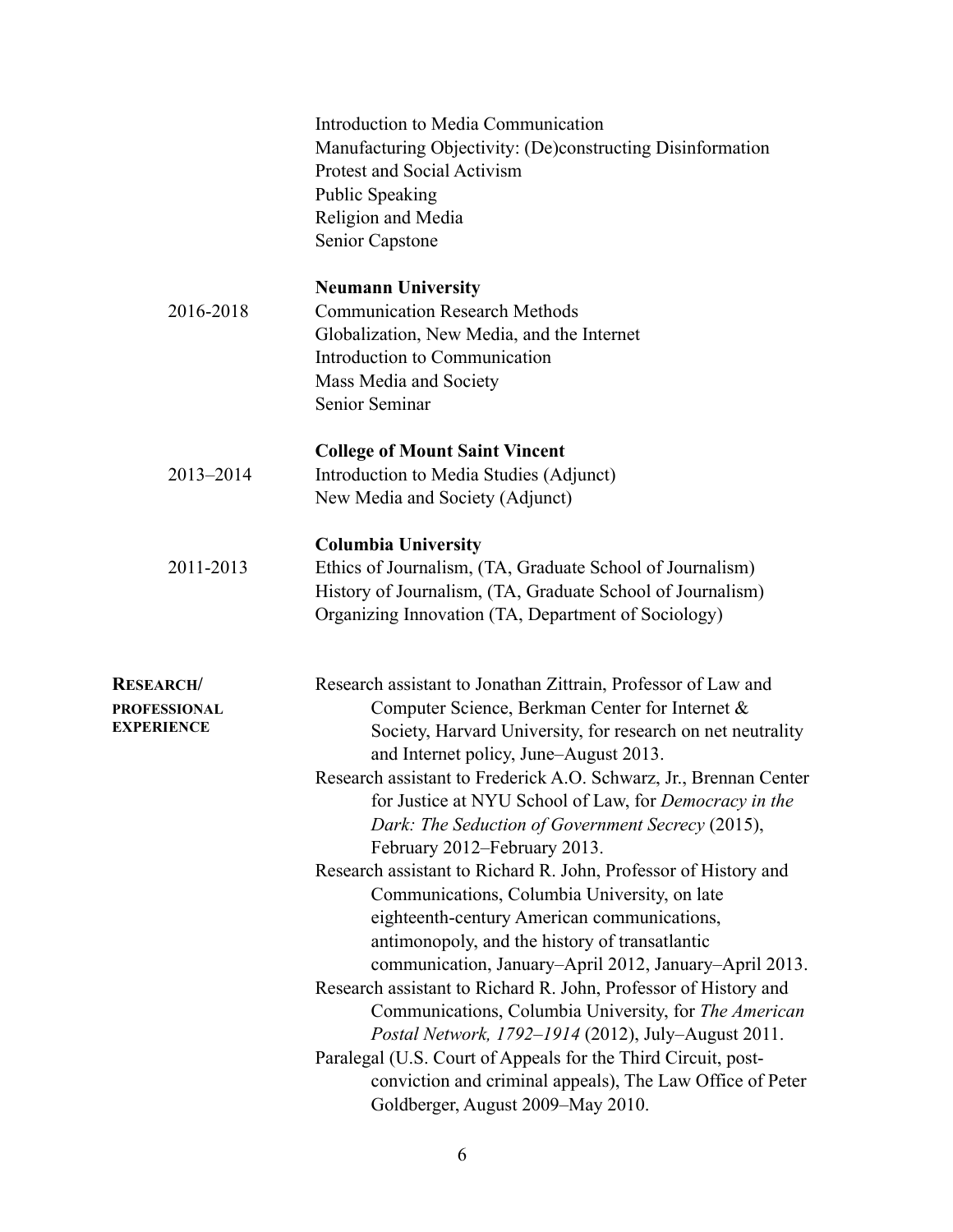Introduction to Media Communication
Manufacturing Objectivity: (De)constructing Disinformation
Protest and Social Activism
Public Speaking
Religion and Media
Senior Capstone

**Neumann University**

2016-2018

Communication Research Methods
Globalization, New Media, and the Internet
Introduction to Communication
Mass Media and Society
Senior Seminar

**College of Mount Saint Vincent**

2013–2014

Introduction to Media Studies (Adjunct)
New Media and Society (Adjunct)

**Columbia University**

2011-2013

Ethics of Journalism, (TA, Graduate School of Journalism)
History of Journalism, (TA, Graduate School of Journalism)
Organizing Innovation (TA, Department of Sociology)

## RESEARCH/ PROFESSIONAL EXPERIENCE

Research assistant to Jonathan Zittrain, Professor of Law and Computer Science, Berkman Center for Internet & Society, Harvard University, for research on net neutrality and Internet policy, June–August 2013.

Research assistant to Frederick A.O. Schwarz, Jr., Brennan Center for Justice at NYU School of Law, for *Democracy in the Dark: The Seduction of Government Secrecy* (2015), February 2012–February 2013.

Research assistant to Richard R. John, Professor of History and Communications, Columbia University, on late eighteenth-century American communications, antimonopoly, and the history of transatlantic communication, January–April 2012, January–April 2013.

Research assistant to Richard R. John, Professor of History and Communications, Columbia University, for *The American Postal Network, 1792–1914* (2012), July–August 2011.

Paralegal (U.S. Court of Appeals for the Third Circuit, post-conviction and criminal appeals), The Law Office of Peter Goldberger, August 2009–May 2010.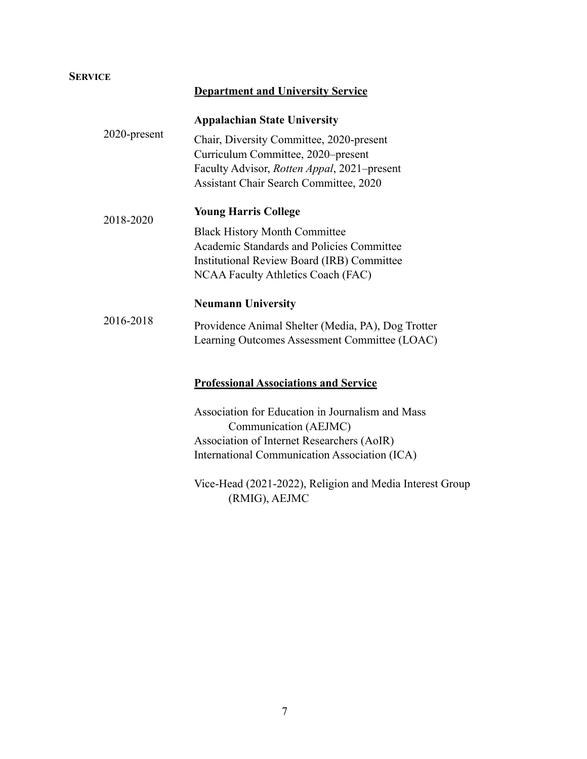## SERVICE

### Department and University Service

**Appalachian State University**

2020-present

Chair, Diversity Committee, 2020-present
Curriculum Committee, 2020–present
Faculty Advisor, *Rotten Appal*, 2021–present
Assistant Chair Search Committee, 2020

**Young Harris College**

2018-2020

Black History Month Committee
Academic Standards and Policies Committee
Institutional Review Board (IRB) Committee
NCAA Faculty Athletics Coach (FAC)

**Neumann University**

2016-2018

Providence Animal Shelter (Media, PA), Dog Trotter
Learning Outcomes Assessment Committee (LOAC)

### Professional Associations and Service

Association for Education in Journalism and Mass Communication (AEJMC)
Association of Internet Researchers (AoIR)
International Communication Association (ICA)

Vice-Head (2021-2022), Religion and Media Interest Group (RMIG), AEJMC